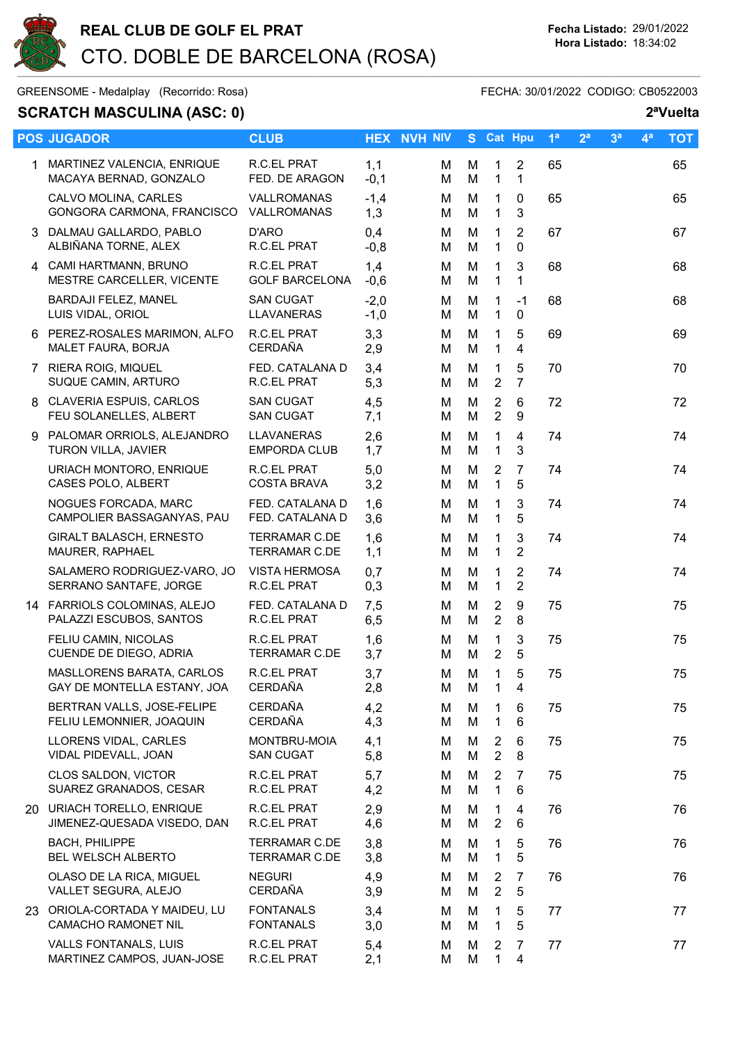# REAL CLUB DE GOLF EL PRAT

## CTO. DOBLE DE BARCELONA (ROSA)

**Fecha Listado:** 29/01/2022
**Hora Listado:** 18:34:02

GREENSOME - Medalplay (Recorrido: Rosa) FECHA: 30/01/2022 CODIGO: CB0522003

### SCRATCH MASCULINA (ASC: 0)

**2ªVuelta**

| POS | JUGADOR | CLUB | HEX | NVH | NIV | S | Cat | Hpu | 1ª | 2ª | 3ª | 4ª | TOT |
|---|---|---|---|---|---|---|---|---|---|---|---|---|---|
| 1 | MARTINEZ VALENCIA, ENRIQUE<br>MACAYA BERNAD, GONZALO | R.C.EL PRAT<br>FED. DE ARAGON | 1,1<br>-0,1 | | M<br>M | M<br>M | 1<br>1 | 2<br>1 | 65 | | | | 65 |
| | CALVO MOLINA, CARLES<br>GONGORA CARMONA, FRANCISCO | VALLROMANAS<br>VALLROMANAS | -1,4<br>1,3 | | M<br>M | M<br>M | 1<br>1 | 0<br>3 | 65 | | | | 65 |
| 3 | DALMAU GALLARDO, PABLO<br>ALBIÑANA TORNE, ALEX | D'ARO<br>R.C.EL PRAT | 0,4<br>-0,8 | | M<br>M | M<br>M | 1<br>1 | 2<br>0 | 67 | | | | 67 |
| 4 | CAMI HARTMANN, BRUNO<br>MESTRE CARCELLER, VICENTE | R.C.EL PRAT<br>GOLF BARCELONA | 1,4<br>-0,6 | | M<br>M | M<br>M | 1<br>1 | 3<br>1 | 68 | | | | 68 |
| | BARDAJI FELEZ, MANEL<br>LUIS VIDAL, ORIOL | SAN CUGAT<br>LLAVANERAS | -2,0<br>-1,0 | | M<br>M | M<br>M | 1<br>1 | -1<br>0 | 68 | | | | 68 |
| 6 | PEREZ-ROSALES MARIMON, ALFO<br>MALET FAURA, BORJA | R.C.EL PRAT<br>CERDAÑA | 3,3<br>2,9 | | M<br>M | M<br>M | 1<br>1 | 5<br>4 | 69 | | | | 69 |
| 7 | RIERA ROIG, MIQUEL<br>SUQUE CAMIN, ARTURO | FED. CATALANA D<br>R.C.EL PRAT | 3,4<br>5,3 | | M<br>M | M<br>M | 1<br>2 | 5<br>7 | 70 | | | | 70 |
| 8 | CLAVERIA ESPUIS, CARLOS<br>FEU SOLANELLES, ALBERT | SAN CUGAT<br>SAN CUGAT | 4,5<br>7,1 | | M<br>M | M<br>M | 2<br>2 | 6<br>9 | 72 | | | | 72 |
| 9 | PALOMAR ORRIOLS, ALEJANDRO<br>TURON VILLA, JAVIER | LLAVANERAS<br>EMPORDA CLUB | 2,6<br>1,7 | | M<br>M | M<br>M | 1<br>1 | 4<br>3 | 74 | | | | 74 |
| | URIACH MONTORO, ENRIQUE<br>CASES POLO, ALBERT | R.C.EL PRAT<br>COSTA BRAVA | 5,0<br>3,2 | | M<br>M | M<br>M | 2<br>1 | 7<br>5 | 74 | | | | 74 |
| | NOGUES FORCADA, MARC<br>CAMPOLIER BASSAGANYAS, PAU | FED. CATALANA D<br>FED. CATALANA D | 1,6<br>3,6 | | M<br>M | M<br>M | 1<br>1 | 3<br>5 | 74 | | | | 74 |
| | GIRALT BALASCH, ERNESTO<br>MAURER, RAPHAEL | TERRAMAR C.DE<br>TERRAMAR C.DE | 1,6<br>1,1 | | M<br>M | M<br>M | 1<br>1 | 3<br>2 | 74 | | | | 74 |
| | SALAMERO RODRIGUEZ-VARO, JO<br>SERRANO SANTAFE, JORGE | VISTA HERMOSA<br>R.C.EL PRAT | 0,7<br>0,3 | | M<br>M | M<br>M | 1<br>1 | 2<br>2 | 74 | | | | 74 |
| 14 | FARRIOLS COLOMINAS, ALEJO<br>PALAZZI ESCUBOS, SANTOS | FED. CATALANA D<br>R.C.EL PRAT | 7,5<br>6,5 | | M<br>M | M<br>M | 2<br>2 | 9<br>8 | 75 | | | | 75 |
| | FELIU CAMIN, NICOLAS<br>CUENDE DE DIEGO, ADRIA | R.C.EL PRAT<br>TERRAMAR C.DE | 1,6<br>3,7 | | M<br>M | M<br>M | 1<br>2 | 3<br>5 | 75 | | | | 75 |
| | MASLLORENS BARATA, CARLOS<br>GAY DE MONTELLA ESTANY, JOA | R.C.EL PRAT<br>CERDAÑA | 3,7<br>2,8 | | M<br>M | M<br>M | 1<br>1 | 5<br>4 | 75 | | | | 75 |
| | BERTRAN VALLS, JOSE-FELIPE<br>FELIU LEMONNIER, JOAQUIN | CERDAÑA<br>CERDAÑA | 4,2<br>4,3 | | M<br>M | M<br>M | 1<br>1 | 6<br>6 | 75 | | | | 75 |
| | LLORENS VIDAL, CARLES<br>VIDAL PIDEVALL, JOAN | MONTBRU-MOIA<br>SAN CUGAT | 4,1<br>5,8 | | M<br>M | M<br>M | 2<br>2 | 6<br>8 | 75 | | | | 75 |
| | CLOS SALDON, VICTOR<br>SUAREZ GRANADOS, CESAR | R.C.EL PRAT<br>R.C.EL PRAT | 5,7<br>4,2 | | M<br>M | M<br>M | 2<br>1 | 7<br>6 | 75 | | | | 75 |
| 20 | URIACH TORELLO, ENRIQUE<br>JIMENEZ-QUESADA VISEDO, DAN | R.C.EL PRAT<br>R.C.EL PRAT | 2,9<br>4,6 | | M<br>M | M<br>M | 1<br>2 | 4<br>6 | 76 | | | | 76 |
| | BACH, PHILIPPE<br>BEL WELSCH ALBERTO | TERRAMAR C.DE<br>TERRAMAR C.DE | 3,8<br>3,8 | | M<br>M | M<br>M | 1<br>1 | 5<br>5 | 76 | | | | 76 |
| | OLASO DE LA RICA, MIGUEL<br>VALLET SEGURA, ALEJO | NEGURI<br>CERDAÑA | 4,9<br>3,9 | | M<br>M | M<br>M | 2<br>2 | 7<br>5 | 76 | | | | 76 |
| 23 | ORIOLA-CORTADA Y MAIDEU, LU<br>CAMACHO RAMONET NIL | FONTANALS<br>FONTANALS | 3,4<br>3,0 | | M<br>M | M<br>M | 1<br>1 | 5<br>5 | 77 | | | | 77 |
| | VALLS FONTANALS, LUIS<br>MARTINEZ CAMPOS, JUAN-JOSE | R.C.EL PRAT<br>R.C.EL PRAT | 5,4<br>2,1 | | M<br>M | M<br>M | 2<br>1 | 7<br>4 | 77 | | | | 77 |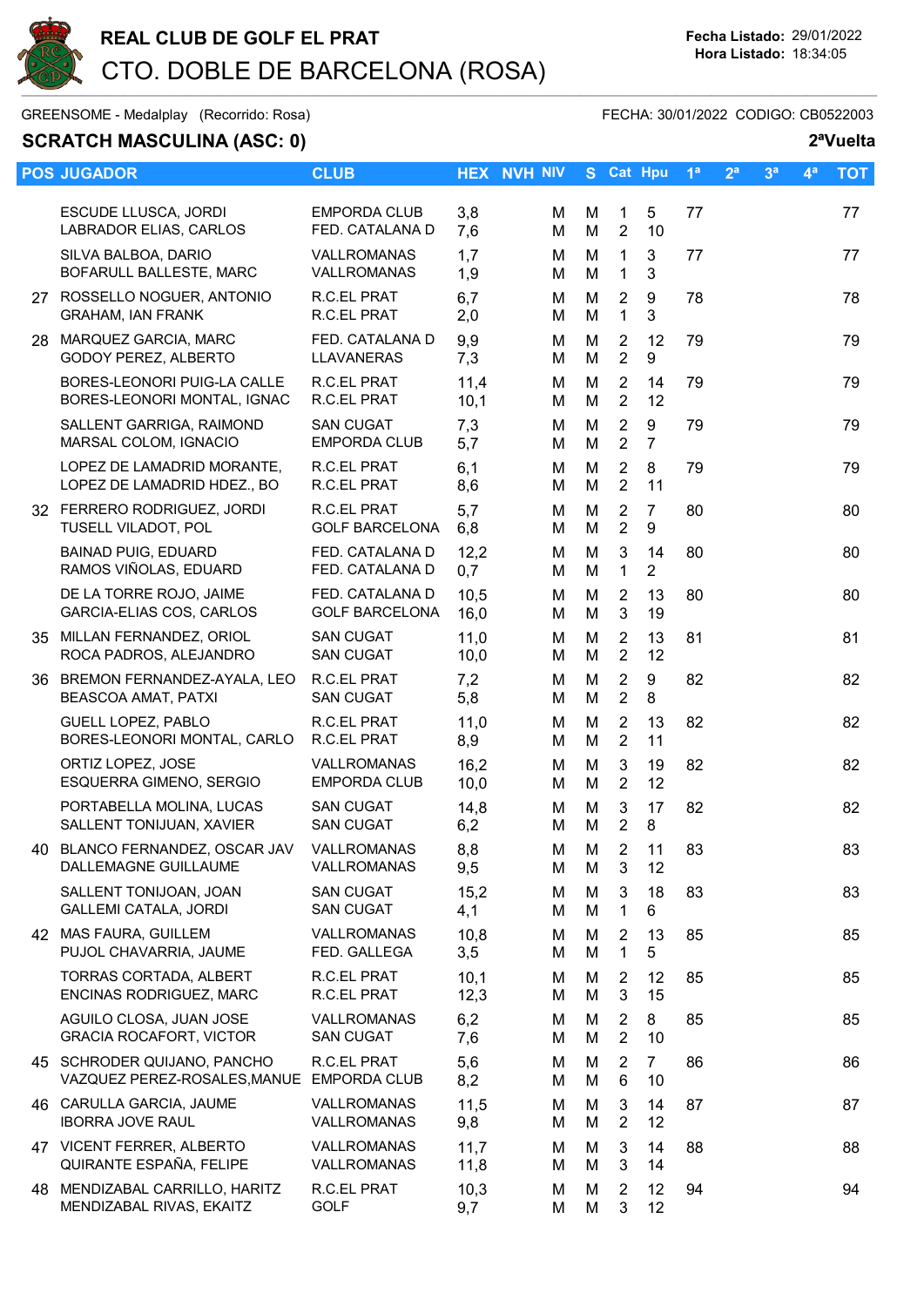# REAL CLUB DE GOLF EL PRAT

## CTO. DOBLE DE BARCELONA (ROSA)

**Fecha Listado:** 29/01/2022
**Hora Listado:** 18:34:05

GREENSOME - Medalplay (Recorrido: Rosa) FECHA: 30/01/2022 CODIGO: CB0522003

### SCRATCH MASCULINA (ASC: 0) 2ªVuelta

| POS | JUGADOR | CLUB | HEX | NVH | NIV | S | Cat | Hpu | 1ª | 2ª | 3ª | 4ª | TOT |
|---|---|---|---|---|---|---|---|---|---|---|---|---|---|
| | ESCUDE LLUSCA, JORDI<br>LABRADOR ELIAS, CARLOS | EMPORDA CLUB<br>FED. CATALANA D | 3,8<br>7,6 | | M<br>M | M<br>M | 1<br>2 | 5<br>10 | 77 | | | | 77 |
| | SILVA BALBOA, DARIO<br>BOFARULL BALLESTE, MARC | VALLROMANAS<br>VALLROMANAS | 1,7<br>1,9 | | M<br>M | M<br>M | 1<br>1 | 3<br>3 | 77 | | | | 77 |
| 27 | ROSSELLO NOGUER, ANTONIO<br>GRAHAM, IAN FRANK | R.C.EL PRAT<br>R.C.EL PRAT | 6,7<br>2,0 | | M<br>M | M<br>M | 2<br>1 | 9<br>3 | 78 | | | | 78 |
| 28 | MARQUEZ GARCIA, MARC<br>GODOY PEREZ, ALBERTO | FED. CATALANA D<br>LLAVANERAS | 9,9<br>7,3 | | M<br>M | M<br>M | 2<br>2 | 12<br>9 | 79 | | | | 79 |
| | BORES-LEONORI PUIG-LA CALLE<br>BORES-LEONORI MONTAL, IGNAC | R.C.EL PRAT<br>R.C.EL PRAT | 11,4<br>10,1 | | M<br>M | M<br>M | 2<br>2 | 14<br>12 | 79 | | | | 79 |
| | SALLENT GARRIGA, RAIMOND<br>MARSAL COLOM, IGNACIO | SAN CUGAT<br>EMPORDA CLUB | 7,3<br>5,7 | | M<br>M | M<br>M | 2<br>2 | 9<br>7 | 79 | | | | 79 |
| | LOPEZ DE LAMADRID MORANTE,<br>LOPEZ DE LAMADRID HDEZ., BO | R.C.EL PRAT<br>R.C.EL PRAT | 6,1<br>8,6 | | M<br>M | M<br>M | 2<br>2 | 8<br>11 | 79 | | | | 79 |
| 32 | FERRERO RODRIGUEZ, JORDI<br>TUSELL VILADOT, POL | R.C.EL PRAT<br>GOLF BARCELONA | 5,7<br>6,8 | | M<br>M | M<br>M | 2<br>2 | 7<br>9 | 80 | | | | 80 |
| | BAINAD PUIG, EDUARD<br>RAMOS VIÑOLAS, EDUARD | FED. CATALANA D<br>FED. CATALANA D | 12,2<br>0,7 | | M<br>M | M<br>M | 3<br>1 | 14<br>2 | 80 | | | | 80 |
| | DE LA TORRE ROJO, JAIME<br>GARCIA-ELIAS COS, CARLOS | FED. CATALANA D<br>GOLF BARCELONA | 10,5<br>16,0 | | M<br>M | M<br>M | 2<br>3 | 13<br>19 | 80 | | | | 80 |
| 35 | MILLAN FERNANDEZ, ORIOL<br>ROCA PADROS, ALEJANDRO | SAN CUGAT<br>SAN CUGAT | 11,0<br>10,0 | | M<br>M | M<br>M | 2<br>2 | 13<br>12 | 81 | | | | 81 |
| 36 | BREMON FERNANDEZ-AYALA, LEO<br>BEASCOA AMAT, PATXI | R.C.EL PRAT<br>SAN CUGAT | 7,2<br>5,8 | | M<br>M | M<br>M | 2<br>2 | 9<br>8 | 82 | | | | 82 |
| | GUELL LOPEZ, PABLO<br>BORES-LEONORI MONTAL, CARLO | R.C.EL PRAT<br>R.C.EL PRAT | 11,0<br>8,9 | | M<br>M | M<br>M | 2<br>2 | 13<br>11 | 82 | | | | 82 |
| | ORTIZ LOPEZ, JOSE<br>ESQUERRA GIMENO, SERGIO | VALLROMANAS<br>EMPORDA CLUB | 16,2<br>10,0 | | M<br>M | M<br>M | 3<br>2 | 19<br>12 | 82 | | | | 82 |
| | PORTABELLA MOLINA, LUCAS<br>SALLENT TONIJUAN, XAVIER | SAN CUGAT<br>SAN CUGAT | 14,8<br>6,2 | | M<br>M | M<br>M | 3<br>2 | 17<br>8 | 82 | | | | 82 |
| 40 | BLANCO FERNANDEZ, OSCAR JAV<br>DALLEMAGNE GUILLAUME | VALLROMANAS<br>VALLROMANAS | 8,8<br>9,5 | | M<br>M | M<br>M | 2<br>3 | 11<br>12 | 83 | | | | 83 |
| | SALLENT TONIJOAN, JOAN<br>GALLEMI CATALA, JORDI | SAN CUGAT<br>SAN CUGAT | 15,2<br>4,1 | | M<br>M | M<br>M | 3<br>1 | 18<br>6 | 83 | | | | 83 |
| 42 | MAS FAURA, GUILLEM<br>PUJOL CHAVARRIA, JAUME | VALLROMANAS<br>FED. GALLEGA | 10,8<br>3,5 | | M<br>M | M<br>M | 2<br>1 | 13<br>5 | 85 | | | | 85 |
| | TORRAS CORTADA, ALBERT<br>ENCINAS RODRIGUEZ, MARC | R.C.EL PRAT<br>R.C.EL PRAT | 10,1<br>12,3 | | M<br>M | M<br>M | 2<br>3 | 12<br>15 | 85 | | | | 85 |
| | AGUILO CLOSA, JUAN JOSE<br>GRACIA ROCAFORT, VICTOR | VALLROMANAS<br>SAN CUGAT | 6,2<br>7,6 | | M<br>M | M<br>M | 2<br>2 | 8<br>10 | 85 | | | | 85 |
| 45 | SCHRODER QUIJANO, PANCHO<br>VAZQUEZ PEREZ-ROSALES,MANUE | R.C.EL PRAT<br>EMPORDA CLUB | 5,6<br>8,2 | | M<br>M | M<br>M | 2<br>6 | 7<br>10 | 86 | | | | 86 |
| 46 | CARULLA GARCIA, JAUME<br>IBORRA JOVE RAUL | VALLROMANAS<br>VALLROMANAS | 11,5<br>9,8 | | M<br>M | M<br>M | 3<br>2 | 14<br>12 | 87 | | | | 87 |
| 47 | VICENT FERRER, ALBERTO<br>QUIRANTE ESPAÑA, FELIPE | VALLROMANAS<br>VALLROMANAS | 11,7<br>11,8 | | M<br>M | M<br>M | 3<br>3 | 14<br>14 | 88 | | | | 88 |
| 48 | MENDIZABAL CARRILLO, HARITZ<br>MENDIZABAL RIVAS, EKAITZ | R.C.EL PRAT<br>GOLF | 10,3<br>9,7 | | M<br>M | M<br>M | 2<br>3 | 12<br>12 | 94 | | | | 94 |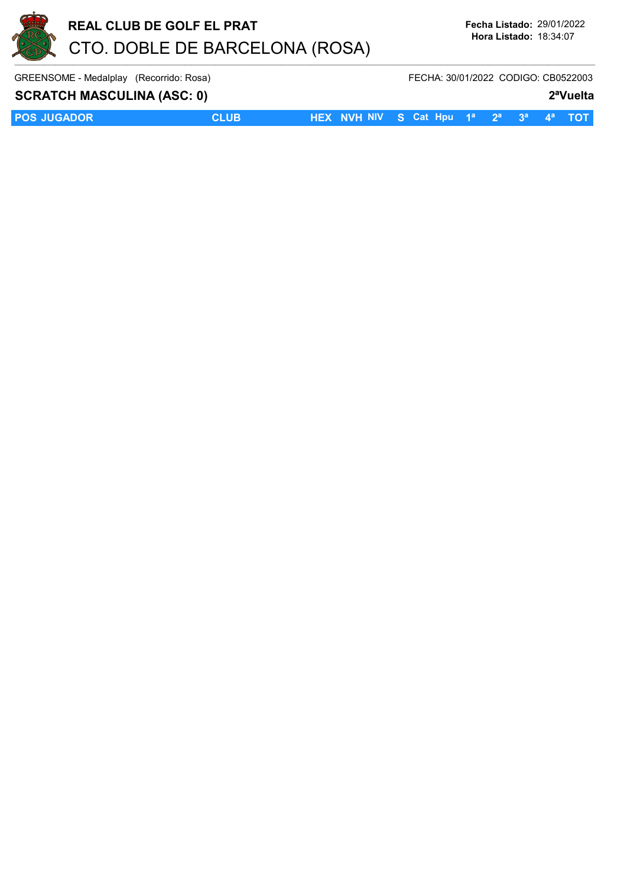## REAL CLUB DE GOLF EL PRAT

## CTO. DOBLE DE BARCELONA (ROSA)

**Fecha Listado:** 29/01/2022
**Hora Listado:** 18:34:07

GREENSOME - Medalplay (Recorrido: Rosa)

FECHA: 30/01/2022 CODIGO: CB0522003

### SCRATCH MASCULINA (ASC: 0)

2ªVuelta

| POS | JUGADOR | CLUB | HEX | NVH | NIV | S | Cat | Hpu | 1ª | 2ª | 3ª | 4ª | TOT |
|---|---|---|---|---|---|---|---|---|---|---|---|---|---|